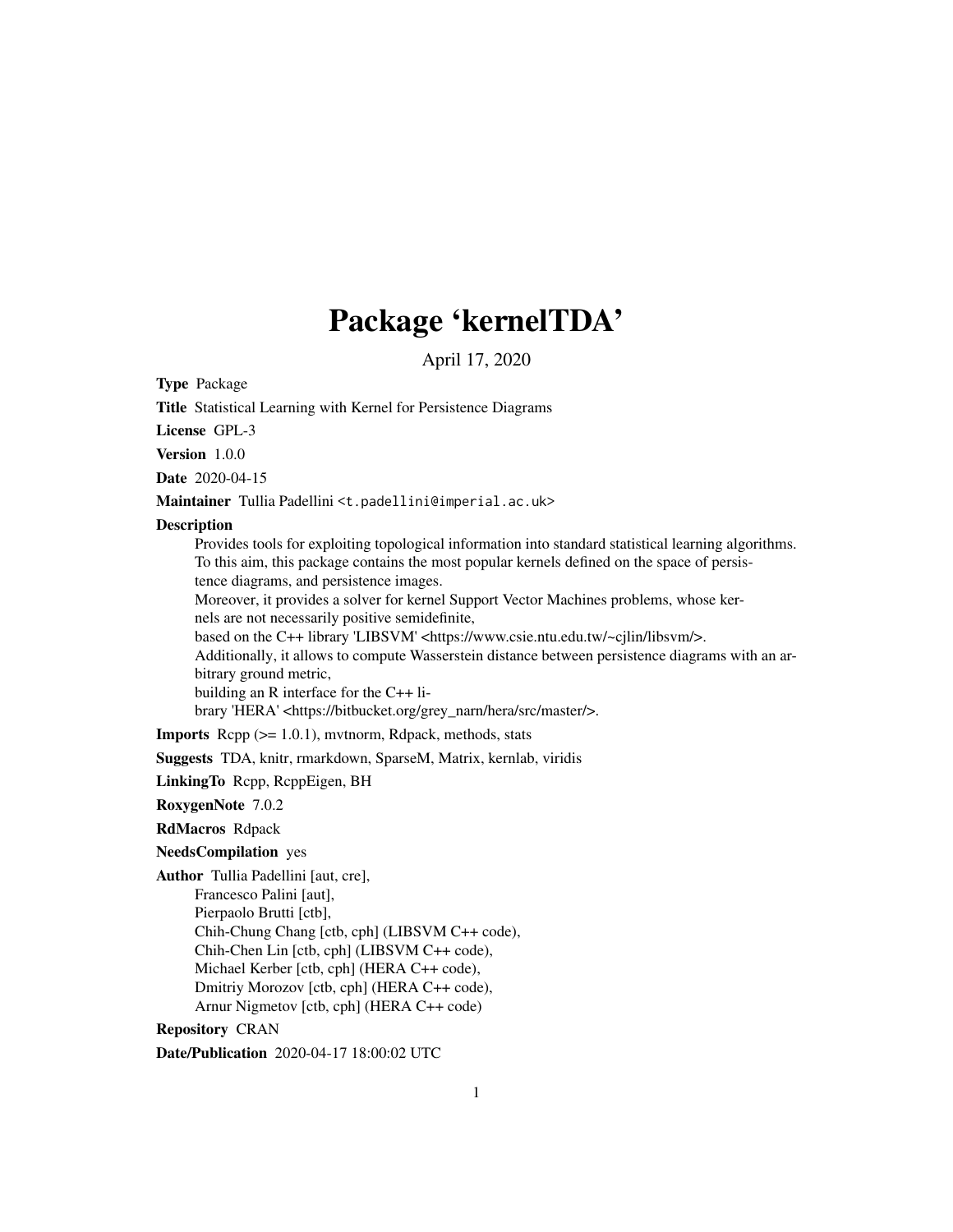# Package 'kernelTDA'

April 17, 2020

**Type** Package

**Title** Statistical Learning with Kernel for Persistence Diagrams

**License** GPL-3

**Version** 1.0.0

**Date** 2020-04-15

**Maintainer** Tullia Padellini <t.padellini@imperial.ac.uk>

**Description**

Provides tools for exploiting topological information into standard statistical learning algorithms. To this aim, this package contains the most popular kernels defined on the space of persistence diagrams, and persistence images.
Moreover, it provides a solver for kernel Support Vector Machines problems, whose kernels are not necessarily positive semidefinite,
based on the C++ library 'LIBSVM' <https://www.csie.ntu.edu.tw/~cjlin/libsvm/>.
Additionally, it allows to compute Wasserstein distance between persistence diagrams with an arbitrary ground metric,
building an R interface for the C++ library 'HERA' <https://bitbucket.org/grey_narn/hera/src/master/>.

**Imports** Rcpp (>= 1.0.1), mvtnorm, Rdpack, methods, stats

**Suggests** TDA, knitr, rmarkdown, SparseM, Matrix, kernlab, viridis

**LinkingTo** Rcpp, RcppEigen, BH

**RoxygenNote** 7.0.2

**RdMacros** Rdpack

**NeedsCompilation** yes

**Author** Tullia Padellini [aut, cre],
Francesco Palini [aut],
Pierpaolo Brutti [ctb],
Chih-Chung Chang [ctb, cph] (LIBSVM C++ code),
Chih-Chen Lin [ctb, cph] (LIBSVM C++ code),
Michael Kerber [ctb, cph] (HERA C++ code),
Dmitriy Morozov [ctb, cph] (HERA C++ code),
Arnur Nigmetov [ctb, cph] (HERA C++ code)

**Repository** CRAN

**Date/Publication** 2020-04-17 18:00:02 UTC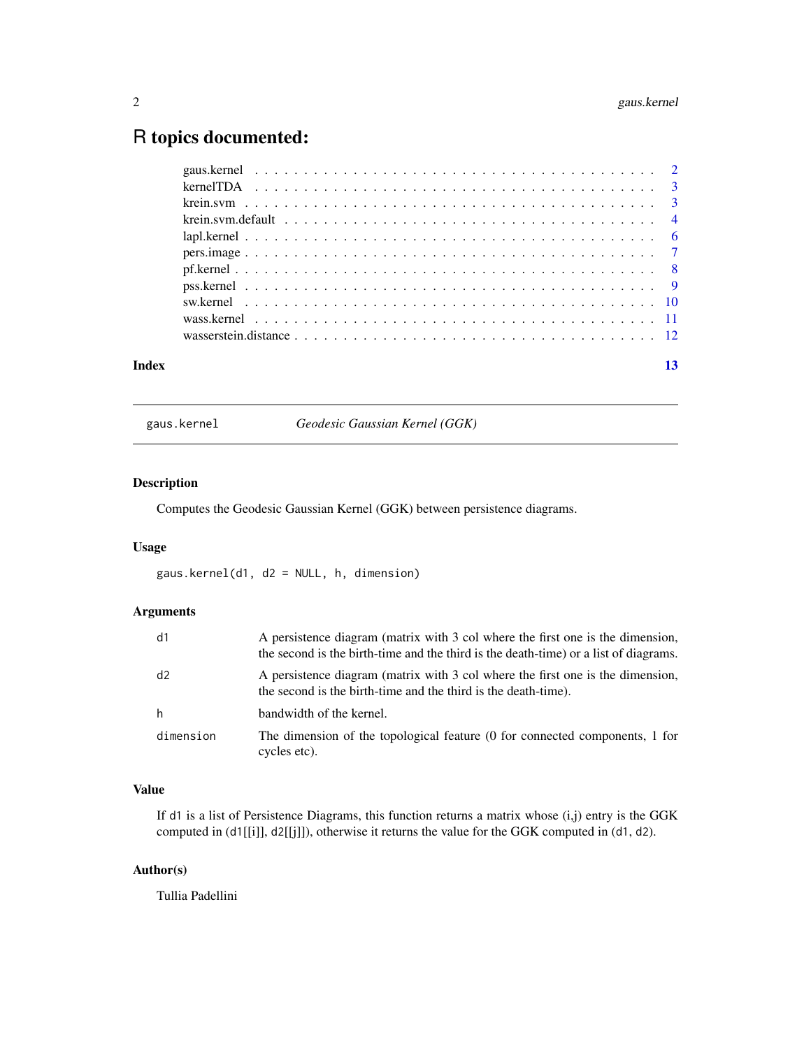# R topics documented:

| | |
|---|---|
| gaus.kernel | 2 |
| kernelTDA | 3 |
| krein.svm | 3 |
| krein.svm.default | 4 |
| lapl.kernel | 6 |
| pers.image | 7 |
| pf.kernel | 8 |
| pss.kernel | 9 |
| sw.kernel | 10 |
| wass.kernel | 11 |
| wasserstein.distance | 12 |
| **Index** | **13** |

---

gaus.kernel — *Geodesic Gaussian Kernel (GGK)*

---

### Description

Computes the Geodesic Gaussian Kernel (GGK) between persistence diagrams.

### Usage

```
gaus.kernel(d1, d2 = NULL, h, dimension)
```

### Arguments

| | |
|---|---|
| `d1` | A persistence diagram (matrix with 3 col where the first one is the dimension, the second is the birth-time and the third is the death-time) or a list of diagrams. |
| `d2` | A persistence diagram (matrix with 3 col where the first one is the dimension, the second is the birth-time and the third is the death-time). |
| `h` | bandwidth of the kernel. |
| `dimension` | The dimension of the topological feature (0 for connected components, 1 for cycles etc). |

### Value

If `d1` is a list of Persistence Diagrams, this function returns a matrix whose (i,j) entry is the GGK computed in (`d1`[[i]], `d2`[[j]]), otherwise it returns the value for the GGK computed in (`d1`, `d2`).

### Author(s)

Tullia Padellini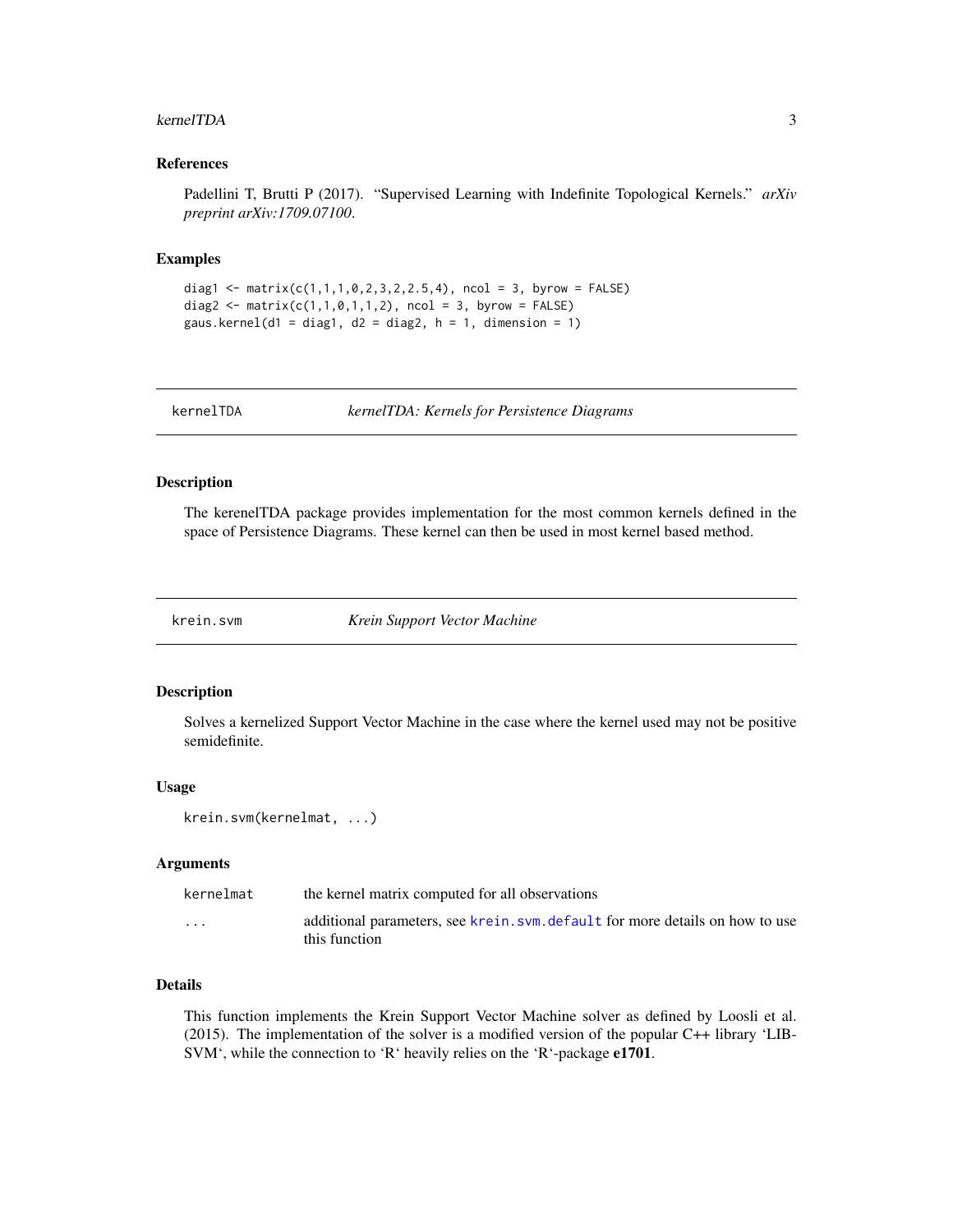### References

Padellini T, Brutti P (2017). "Supervised Learning with Indefinite Topological Kernels." *arXiv preprint arXiv:1709.07100*.

### Examples

```
diag1 <- matrix(c(1,1,1,0,2,3,2,2.5,4), ncol = 3, byrow = FALSE)
diag2 <- matrix(c(1,1,0,1,1,2), ncol = 3, byrow = FALSE)
gaus.kernel(d1 = diag1, d2 = diag2, h = 1, dimension = 1)
```

---

## kernelTDA — *kernelTDA: Kernels for Persistence Diagrams*

### Description

The kerenelTDA package provides implementation for the most common kernels defined in the space of Persistence Diagrams. These kernel can then be used in most kernel based method.

---

## krein.svm — *Krein Support Vector Machine*

### Description

Solves a kernelized Support Vector Machine in the case where the kernel used may not be positive semidefinite.

### Usage

```
krein.svm(kernelmat, ...)
```

### Arguments

| | |
|---|---|
| `kernelmat` | the kernel matrix computed for all observations |
| `...` | additional parameters, see `krein.svm.default` for more details on how to use this function |

### Details

This function implements the Krein Support Vector Machine solver as defined by Loosli et al. (2015). The implementation of the solver is a modified version of the popular C++ library 'LIBSVM', while the connection to 'R' heavily relies on the 'R'-package **e1701**.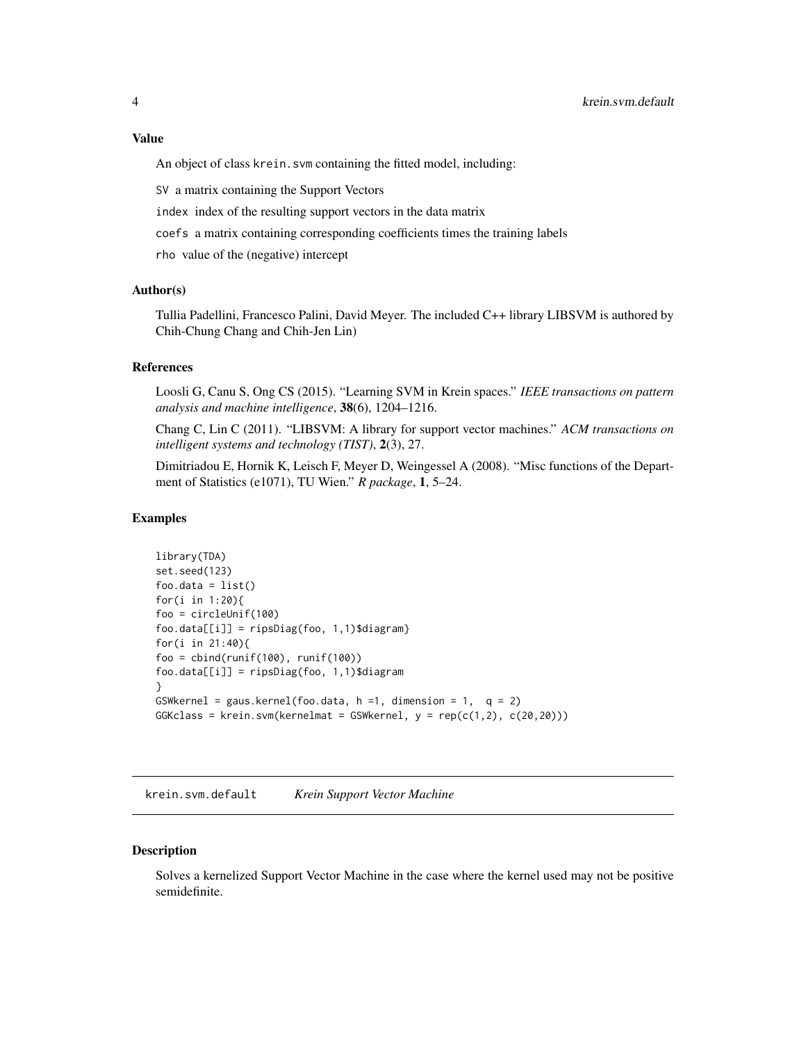### Value

An object of class `krein.svm` containing the fitted model, including:

`SV` a matrix containing the Support Vectors

`index` index of the resulting support vectors in the data matrix

`coefs` a matrix containing corresponding coefficients times the training labels

`rho` value of the (negative) intercept

### Author(s)

Tullia Padellini, Francesco Palini, David Meyer. The included C++ library LIBSVM is authored by Chih-Chung Chang and Chih-Jen Lin)

### References

Loosli G, Canu S, Ong CS (2015). "Learning SVM in Krein spaces." *IEEE transactions on pattern analysis and machine intelligence*, **38**(6), 1204–1216.

Chang C, Lin C (2011). "LIBSVM: A library for support vector machines." *ACM transactions on intelligent systems and technology (TIST)*, **2**(3), 27.

Dimitriadou E, Hornik K, Leisch F, Meyer D, Weingessel A (2008). "Misc functions of the Department of Statistics (e1071), TU Wien." *R package*, **1**, 5–24.

### Examples

```
library(TDA)
set.seed(123)
foo.data = list()
for(i in 1:20){
foo = circleUnif(100)
foo.data[[i]] = ripsDiag(foo, 1,1)$diagram}
for(i in 21:40){
foo = cbind(runif(100), runif(100))
foo.data[[i]] = ripsDiag(foo, 1,1)$diagram
}
GSWkernel = gaus.kernel(foo.data, h =1, dimension = 1,  q = 2)
GGKclass = krein.svm(kernelmat = GSWkernel, y = rep(c(1,2), c(20,20)))
```

---

## krein.svm.default    *Krein Support Vector Machine*

### Description

Solves a kernelized Support Vector Machine in the case where the kernel used may not be positive semidefinite.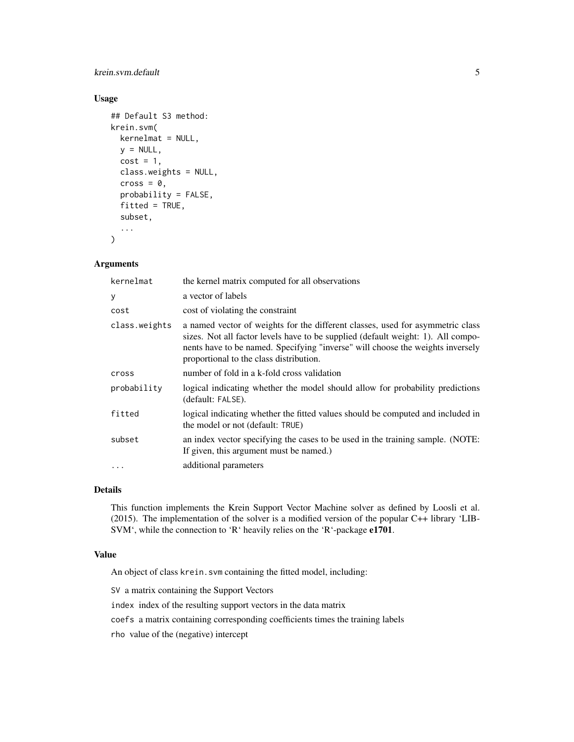## Usage

```
## Default S3 method:
krein.svm(
  kernelmat = NULL,
  y = NULL,
  cost = 1,
  class.weights = NULL,
  cross = 0,
  probability = FALSE,
  fitted = TRUE,
  subset,
  ...
)
```

## Arguments

| | |
|---|---|
| `kernelmat` | the kernel matrix computed for all observations |
| `y` | a vector of labels |
| `cost` | cost of violating the constraint |
| `class.weights` | a named vector of weights for the different classes, used for asymmetric class sizes. Not all factor levels have to be supplied (default weight: 1). All components have to be named. Specifying "inverse" will choose the weights inversely proportional to the class distribution. |
| `cross` | number of fold in a k-fold cross validation |
| `probability` | logical indicating whether the model should allow for probability predictions (default: `FALSE`). |
| `fitted` | logical indicating whether the fitted values should be computed and included in the model or not (default: `TRUE`) |
| `subset` | an index vector specifying the cases to be used in the training sample. (NOTE: If given, this argument must be named.) |
| `...` | additional parameters |

## Details

This function implements the Krein Support Vector Machine solver as defined by Loosli et al. (2015). The implementation of the solver is a modified version of the popular C++ library 'LIBSVM', while the connection to 'R' heavily relies on the 'R'-package **e1701**.

## Value

An object of class `krein.svm` containing the fitted model, including:

`SV` a matrix containing the Support Vectors

`index` index of the resulting support vectors in the data matrix

`coefs` a matrix containing corresponding coefficients times the training labels

`rho` value of the (negative) intercept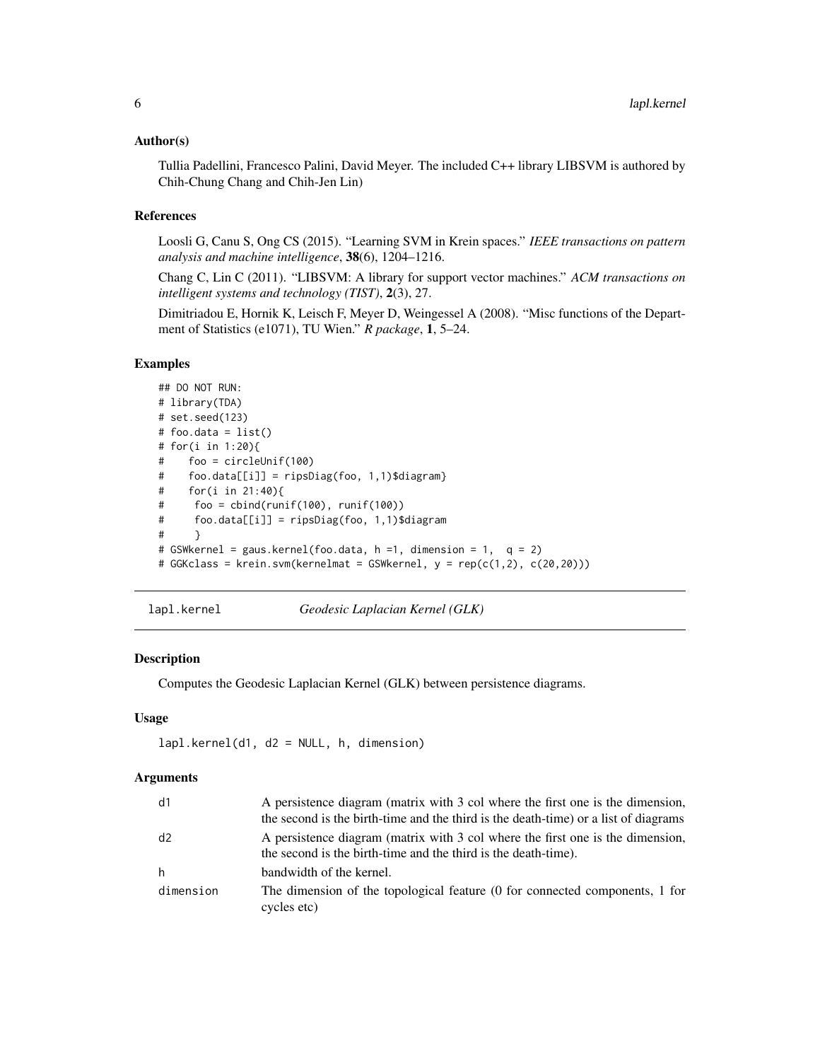### Author(s)

Tullia Padellini, Francesco Palini, David Meyer. The included C++ library LIBSVM is authored by Chih-Chung Chang and Chih-Jen Lin)

### References

Loosli G, Canu S, Ong CS (2015). "Learning SVM in Krein spaces." *IEEE transactions on pattern analysis and machine intelligence*, **38**(6), 1204–1216.

Chang C, Lin C (2011). "LIBSVM: A library for support vector machines." *ACM transactions on intelligent systems and technology (TIST)*, **2**(3), 27.

Dimitriadou E, Hornik K, Leisch F, Meyer D, Weingessel A (2008). "Misc functions of the Department of Statistics (e1071), TU Wien." *R package*, **1**, 5–24.

### Examples

```
## DO NOT RUN:
# library(TDA)
# set.seed(123)
# foo.data = list()
# for(i in 1:20){
#    foo = circleUnif(100)
#    foo.data[[i]] = ripsDiag(foo, 1,1)$diagram}
#    for(i in 21:40){
#     foo = cbind(runif(100), runif(100))
#     foo.data[[i]] = ripsDiag(foo, 1,1)$diagram
#     }
# GSWkernel = gaus.kernel(foo.data, h =1, dimension = 1,  q = 2)
# GGKclass = krein.svm(kernelmat = GSWkernel, y = rep(c(1,2), c(20,20)))
```

---

## lapl.kernel — *Geodesic Laplacian Kernel (GLK)*

### Description

Computes the Geodesic Laplacian Kernel (GLK) between persistence diagrams.

### Usage

```
lapl.kernel(d1, d2 = NULL, h, dimension)
```

### Arguments

| | |
|---|---|
| d1 | A persistence diagram (matrix with 3 col where the first one is the dimension, the second is the birth-time and the third is the death-time) or a list of diagrams |
| d2 | A persistence diagram (matrix with 3 col where the first one is the dimension, the second is the birth-time and the third is the death-time). |
| h | bandwidth of the kernel. |
| dimension | The dimension of the topological feature (0 for connected components, 1 for cycles etc) |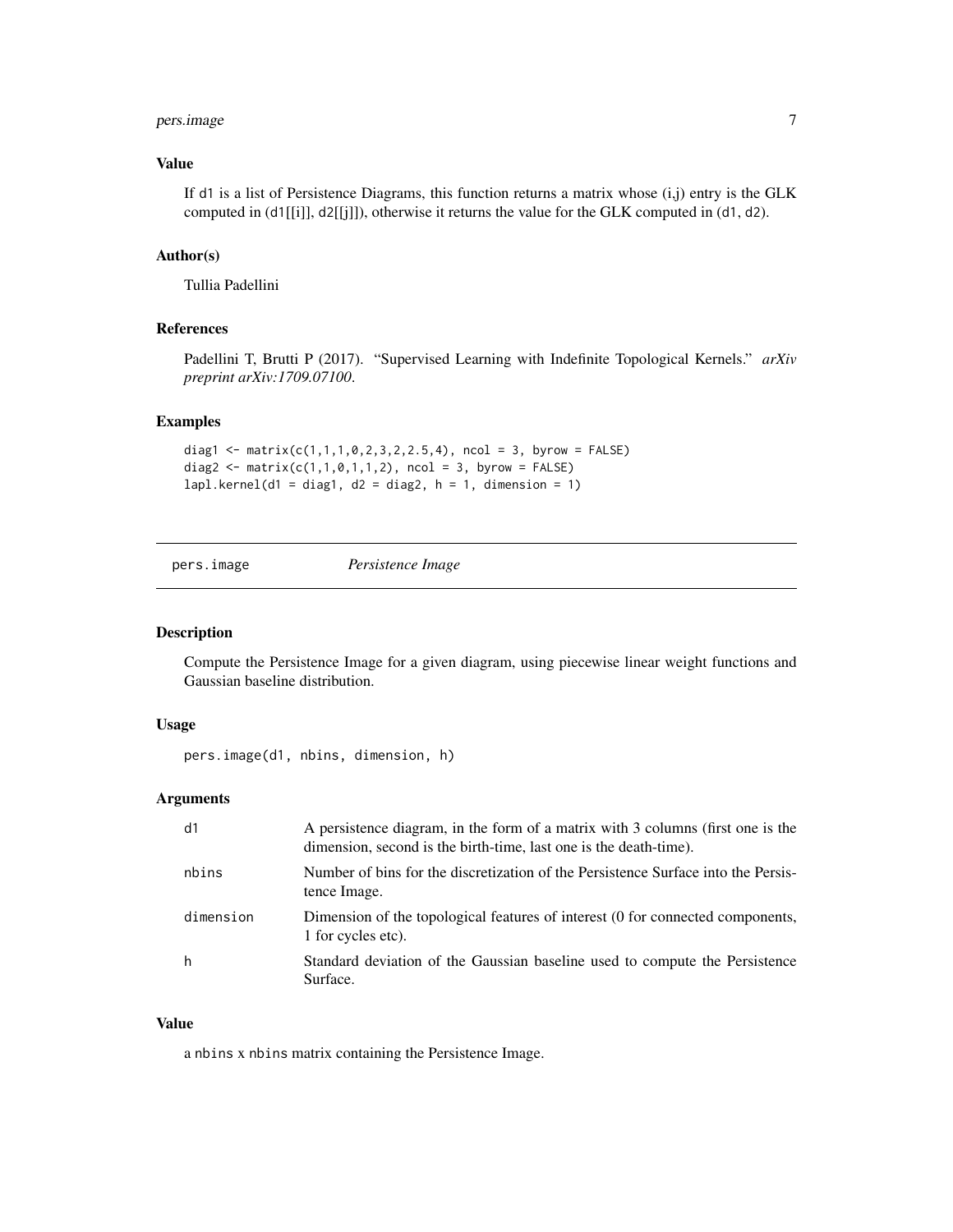### Value

If d1 is a list of Persistence Diagrams, this function returns a matrix whose (i,j) entry is the GLK computed in (d1[[i]], d2[[j]]), otherwise it returns the value for the GLK computed in (d1, d2).

### Author(s)

Tullia Padellini

### References

Padellini T, Brutti P (2017). "Supervised Learning with Indefinite Topological Kernels." *arXiv preprint arXiv:1709.07100*.

### Examples

```
diag1 <- matrix(c(1,1,1,0,2,3,2,2.5,4), ncol = 3, byrow = FALSE)
diag2 <- matrix(c(1,1,0,1,1,2), ncol = 3, byrow = FALSE)
lapl.kernel(d1 = diag1, d2 = diag2, h = 1, dimension = 1)
```

## pers.image    *Persistence Image*

### Description

Compute the Persistence Image for a given diagram, using piecewise linear weight functions and Gaussian baseline distribution.

### Usage

```
pers.image(d1, nbins, dimension, h)
```

### Arguments

| | |
|---|---|
| d1 | A persistence diagram, in the form of a matrix with 3 columns (first one is the dimension, second is the birth-time, last one is the death-time). |
| nbins | Number of bins for the discretization of the Persistence Surface into the Persistence Image. |
| dimension | Dimension of the topological features of interest (0 for connected components, 1 for cycles etc). |
| h | Standard deviation of the Gaussian baseline used to compute the Persistence Surface. |

### Value

a nbins x nbins matrix containing the Persistence Image.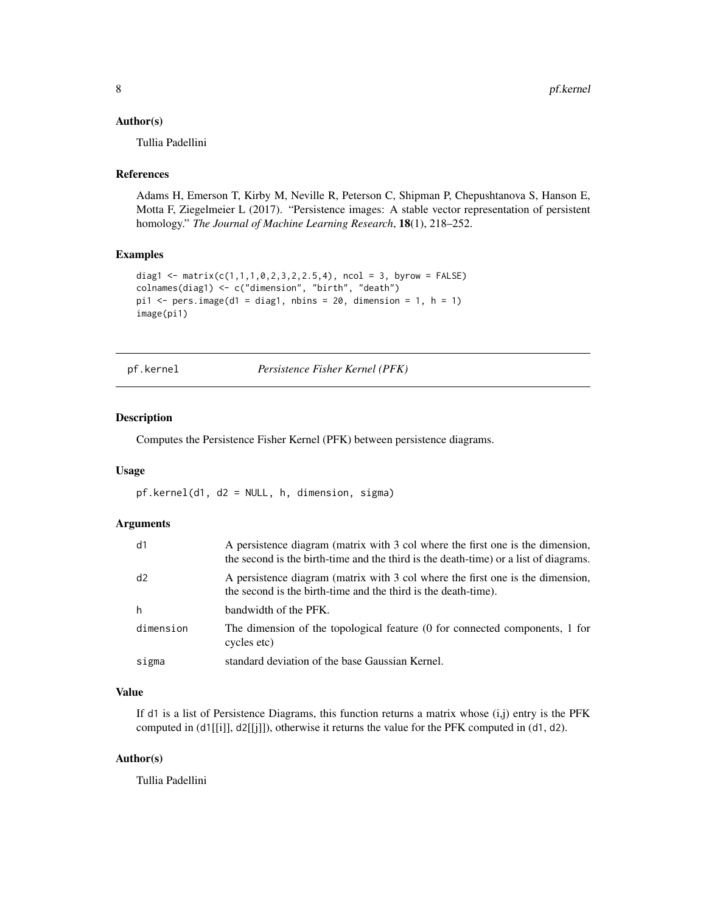### Author(s)

Tullia Padellini

### References

Adams H, Emerson T, Kirby M, Neville R, Peterson C, Shipman P, Chepushtanova S, Hanson E, Motta F, Ziegelmeier L (2017). "Persistence images: A stable vector representation of persistent homology." *The Journal of Machine Learning Research*, **18**(1), 218–252.

### Examples

```
diag1 <- matrix(c(1,1,1,0,2,3,2,2.5,4), ncol = 3, byrow = FALSE)
colnames(diag1) <- c("dimension", "birth", "death")
pi1 <- pers.image(d1 = diag1, nbins = 20, dimension = 1, h = 1)
image(pi1)
```

---

## pf.kernel — *Persistence Fisher Kernel (PFK)*

---

### Description

Computes the Persistence Fisher Kernel (PFK) between persistence diagrams.

### Usage

```
pf.kernel(d1, d2 = NULL, h, dimension, sigma)
```

### Arguments

| | |
|---|---|
| d1 | A persistence diagram (matrix with 3 col where the first one is the dimension, the second is the birth-time and the third is the death-time) or a list of diagrams. |
| d2 | A persistence diagram (matrix with 3 col where the first one is the dimension, the second is the birth-time and the third is the death-time). |
| h | bandwidth of the PFK. |
| dimension | The dimension of the topological feature (0 for connected components, 1 for cycles etc) |
| sigma | standard deviation of the base Gaussian Kernel. |

### Value

If d1 is a list of Persistence Diagrams, this function returns a matrix whose (i,j) entry is the PFK computed in (d1[[i]], d2[[j]]), otherwise it returns the value for the PFK computed in (d1, d2).

### Author(s)

Tullia Padellini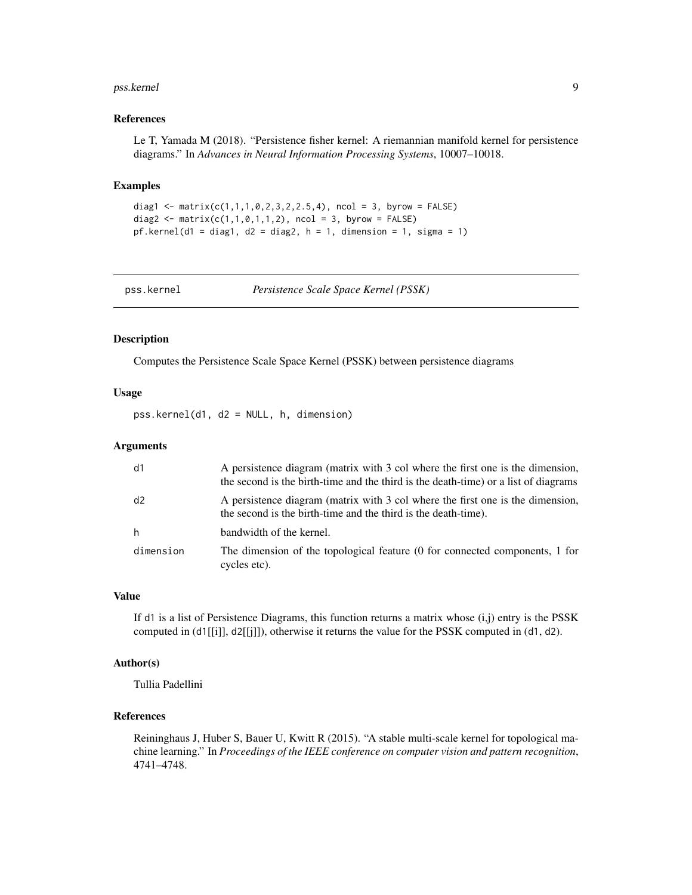### References

Le T, Yamada M (2018). "Persistence fisher kernel: A riemannian manifold kernel for persistence diagrams." In *Advances in Neural Information Processing Systems*, 10007–10018.

### Examples

```
diag1 <- matrix(c(1,1,1,0,2,3,2,2.5,4), ncol = 3, byrow = FALSE)
diag2 <- matrix(c(1,1,0,1,1,2), ncol = 3, byrow = FALSE)
pf.kernel(d1 = diag1, d2 = diag2, h = 1, dimension = 1, sigma = 1)
```

---

## pss.kernel *Persistence Scale Space Kernel (PSSK)*

---

### Description

Computes the Persistence Scale Space Kernel (PSSK) between persistence diagrams

### Usage

```
pss.kernel(d1, d2 = NULL, h, dimension)
```

### Arguments

| | |
|---|---|
| d1 | A persistence diagram (matrix with 3 col where the first one is the dimension, the second is the birth-time and the third is the death-time) or a list of diagrams |
| d2 | A persistence diagram (matrix with 3 col where the first one is the dimension, the second is the birth-time and the third is the death-time). |
| h | bandwidth of the kernel. |
| dimension | The dimension of the topological feature (0 for connected components, 1 for cycles etc). |

### Value

If d1 is a list of Persistence Diagrams, this function returns a matrix whose (i,j) entry is the PSSK computed in (d1[[i]], d2[[j]]), otherwise it returns the value for the PSSK computed in (d1, d2).

### Author(s)

Tullia Padellini

### References

Reininghaus J, Huber S, Bauer U, Kwitt R (2015). "A stable multi-scale kernel for topological machine learning." In *Proceedings of the IEEE conference on computer vision and pattern recognition*, 4741–4748.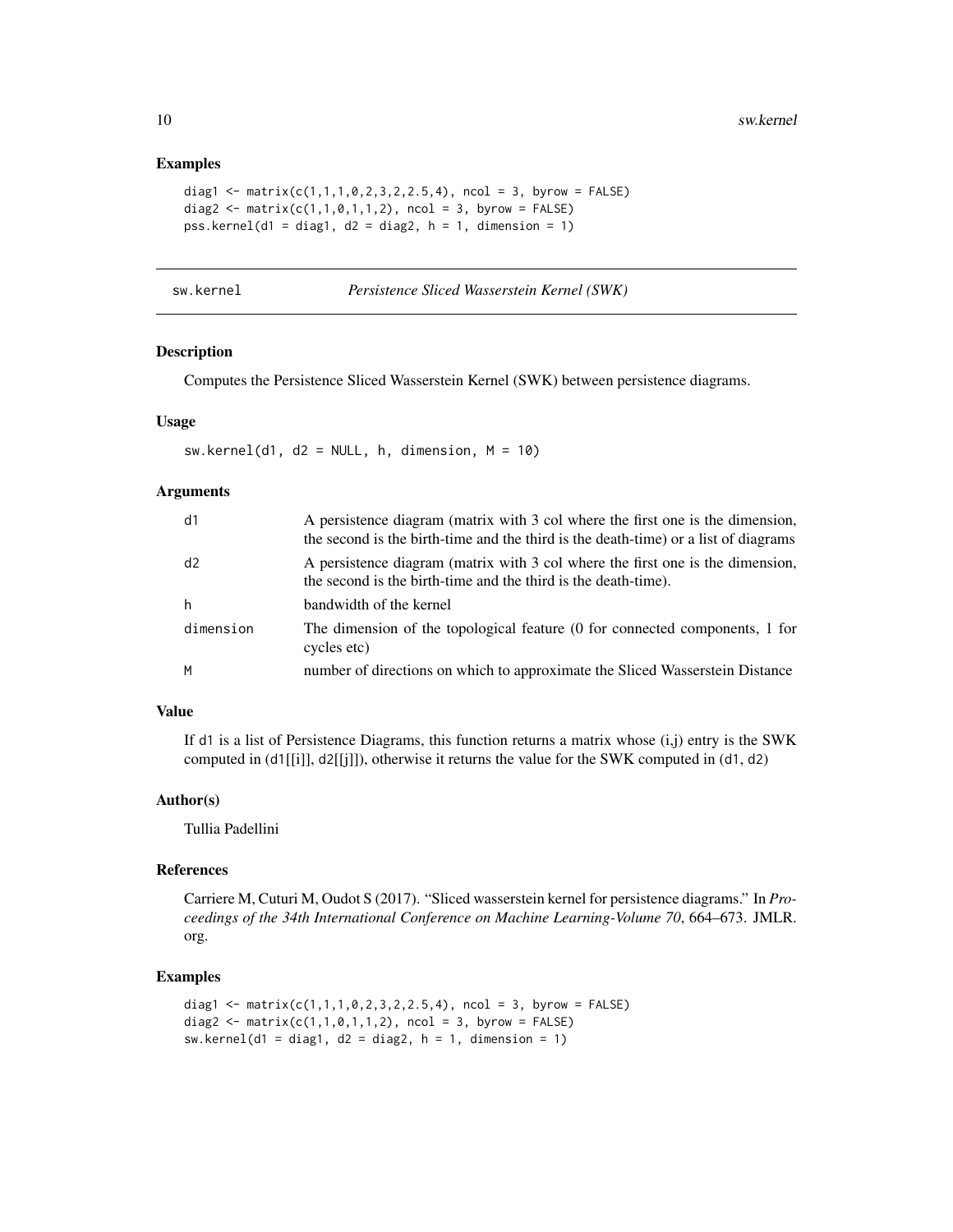### Examples

```
diag1 <- matrix(c(1,1,1,0,2,3,2,2.5,4), ncol = 3, byrow = FALSE)
diag2 <- matrix(c(1,1,0,1,1,2), ncol = 3, byrow = FALSE)
pss.kernel(d1 = diag1, d2 = diag2, h = 1, dimension = 1)
```

---

## sw.kernel — *Persistence Sliced Wasserstein Kernel (SWK)*

---

### Description

Computes the Persistence Sliced Wasserstein Kernel (SWK) between persistence diagrams.

### Usage

```
sw.kernel(d1, d2 = NULL, h, dimension, M = 10)
```

### Arguments

| | |
|---|---|
| d1 | A persistence diagram (matrix with 3 col where the first one is the dimension, the second is the birth-time and the third is the death-time) or a list of diagrams |
| d2 | A persistence diagram (matrix with 3 col where the first one is the dimension, the second is the birth-time and the third is the death-time). |
| h | bandwidth of the kernel |
| dimension | The dimension of the topological feature (0 for connected components, 1 for cycles etc) |
| M | number of directions on which to approximate the Sliced Wasserstein Distance |

### Value

If d1 is a list of Persistence Diagrams, this function returns a matrix whose (i,j) entry is the SWK computed in (d1[[i]], d2[[j]]), otherwise it returns the value for the SWK computed in (d1, d2)

### Author(s)

Tullia Padellini

### References

Carriere M, Cuturi M, Oudot S (2017). "Sliced wasserstein kernel for persistence diagrams." In *Proceedings of the 34th International Conference on Machine Learning-Volume 70*, 664–673. JMLR. org.

### Examples

```
diag1 <- matrix(c(1,1,1,0,2,3,2,2.5,4), ncol = 3, byrow = FALSE)
diag2 <- matrix(c(1,1,0,1,1,2), ncol = 3, byrow = FALSE)
sw.kernel(d1 = diag1, d2 = diag2, h = 1, dimension = 1)
```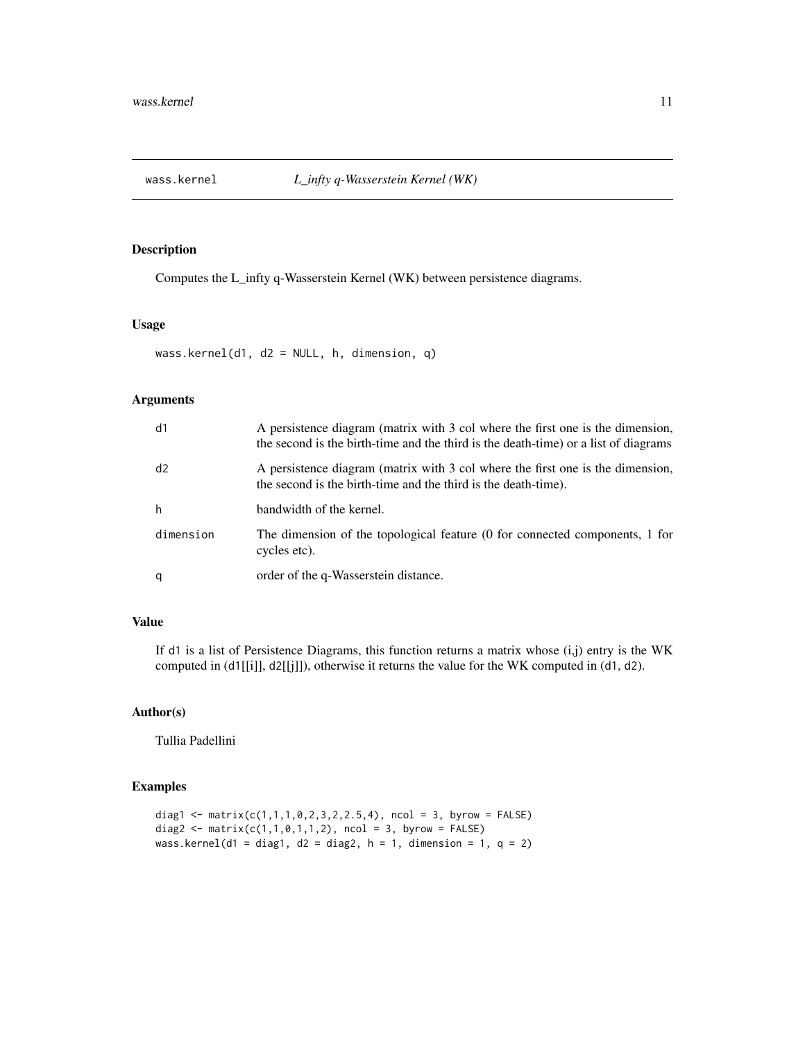## wass.kernel — *L_infty q-Wasserstein Kernel (WK)*

### Description

Computes the L_infty q-Wasserstein Kernel (WK) between persistence diagrams.

### Usage

```
wass.kernel(d1, d2 = NULL, h, dimension, q)
```

### Arguments

| | |
|---|---|
| `d1` | A persistence diagram (matrix with 3 col where the first one is the dimension, the second is the birth-time and the third is the death-time) or a list of diagrams |
| `d2` | A persistence diagram (matrix with 3 col where the first one is the dimension, the second is the birth-time and the third is the death-time). |
| `h` | bandwidth of the kernel. |
| `dimension` | The dimension of the topological feature (0 for connected components, 1 for cycles etc). |
| `q` | order of the q-Wasserstein distance. |

### Value

If `d1` is a list of Persistence Diagrams, this function returns a matrix whose (i,j) entry is the WK computed in (d1[[i]], d2[[j]]), otherwise it returns the value for the WK computed in (d1, d2).

### Author(s)

Tullia Padellini

### Examples

```
diag1 <- matrix(c(1,1,1,0,2,3,2,2.5,4), ncol = 3, byrow = FALSE)
diag2 <- matrix(c(1,1,0,1,1,2), ncol = 3, byrow = FALSE)
wass.kernel(d1 = diag1, d2 = diag2, h = 1, dimension = 1, q = 2)
```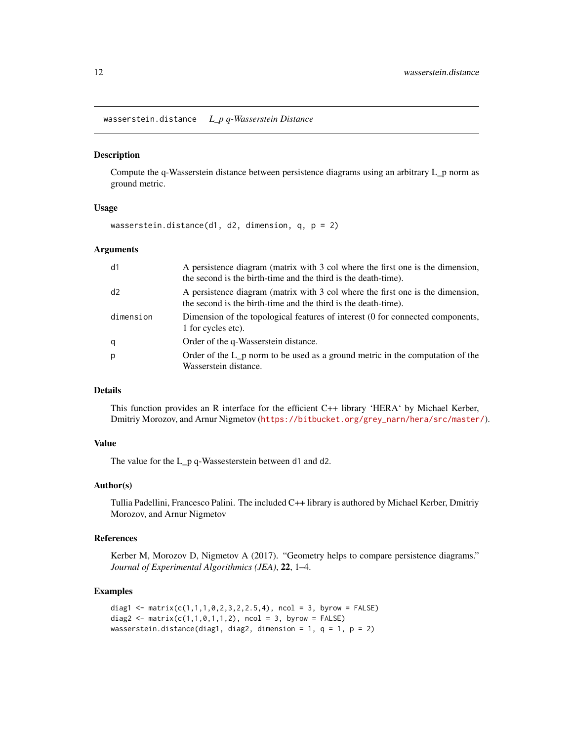## wasserstein.distance *L_p q-Wasserstein Distance*

### Description

Compute the q-Wasserstein distance between persistence diagrams using an arbitrary L_p norm as ground metric.

### Usage

```
wasserstein.distance(d1, d2, dimension, q, p = 2)
```

### Arguments

| | |
|---|---|
| d1 | A persistence diagram (matrix with 3 col where the first one is the dimension, the second is the birth-time and the third is the death-time). |
| d2 | A persistence diagram (matrix with 3 col where the first one is the dimension, the second is the birth-time and the third is the death-time). |
| dimension | Dimension of the topological features of interest (0 for connected components, 1 for cycles etc). |
| q | Order of the q-Wasserstein distance. |
| p | Order of the L_p norm to be used as a ground metric in the computation of the Wasserstein distance. |

### Details

This function provides an R interface for the efficient C++ library 'HERA' by Michael Kerber, Dmitriy Morozov, and Arnur Nigmetov (https://bitbucket.org/grey_narn/hera/src/master/).

### Value

The value for the L_p q-Wassesterstein between d1 and d2.

### Author(s)

Tullia Padellini, Francesco Palini. The included C++ library is authored by Michael Kerber, Dmitriy Morozov, and Arnur Nigmetov

### References

Kerber M, Morozov D, Nigmetov A (2017). "Geometry helps to compare persistence diagrams." *Journal of Experimental Algorithmics (JEA)*, **22**, 1–4.

### Examples

```
diag1 <- matrix(c(1,1,1,0,2,3,2,2.5,4), ncol = 3, byrow = FALSE)
diag2 <- matrix(c(1,1,0,1,1,2), ncol = 3, byrow = FALSE)
wasserstein.distance(diag1, diag2, dimension = 1, q = 1, p = 2)
```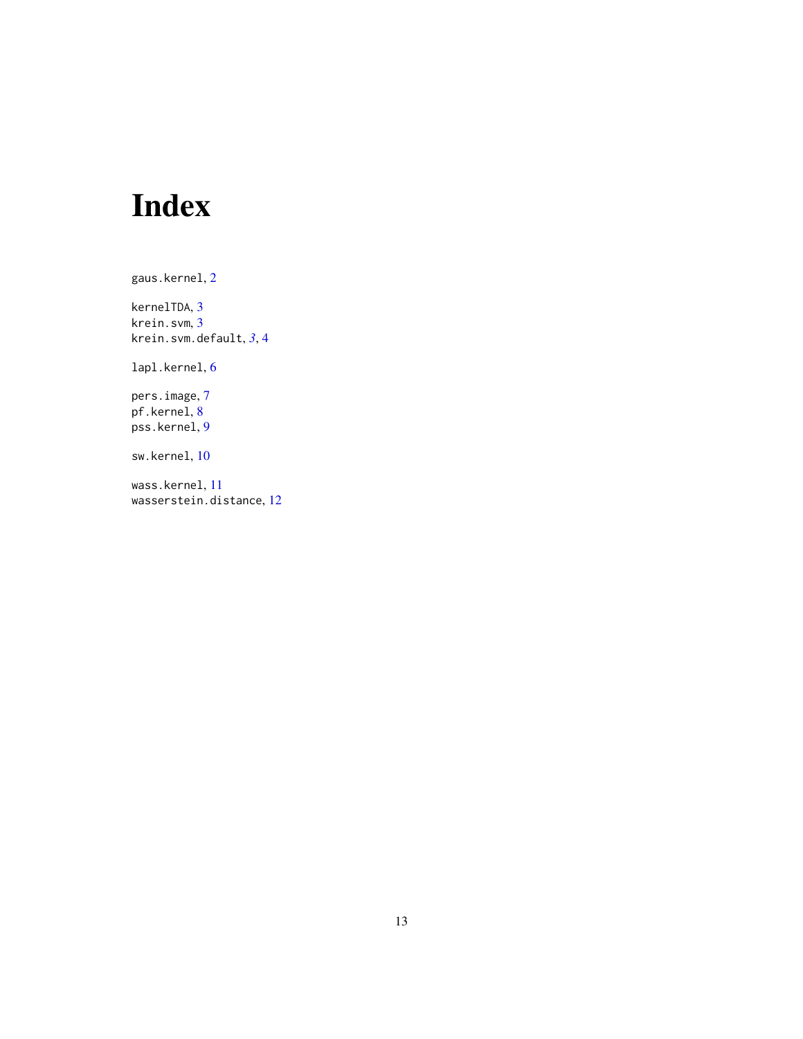# Index

gaus.kernel, 2

kernelTDA, 3
krein.svm, 3
krein.svm.default, *3*, 4

lapl.kernel, 6

pers.image, 7
pf.kernel, 8
pss.kernel, 9

sw.kernel, 10

wass.kernel, 11
wasserstein.distance, 12